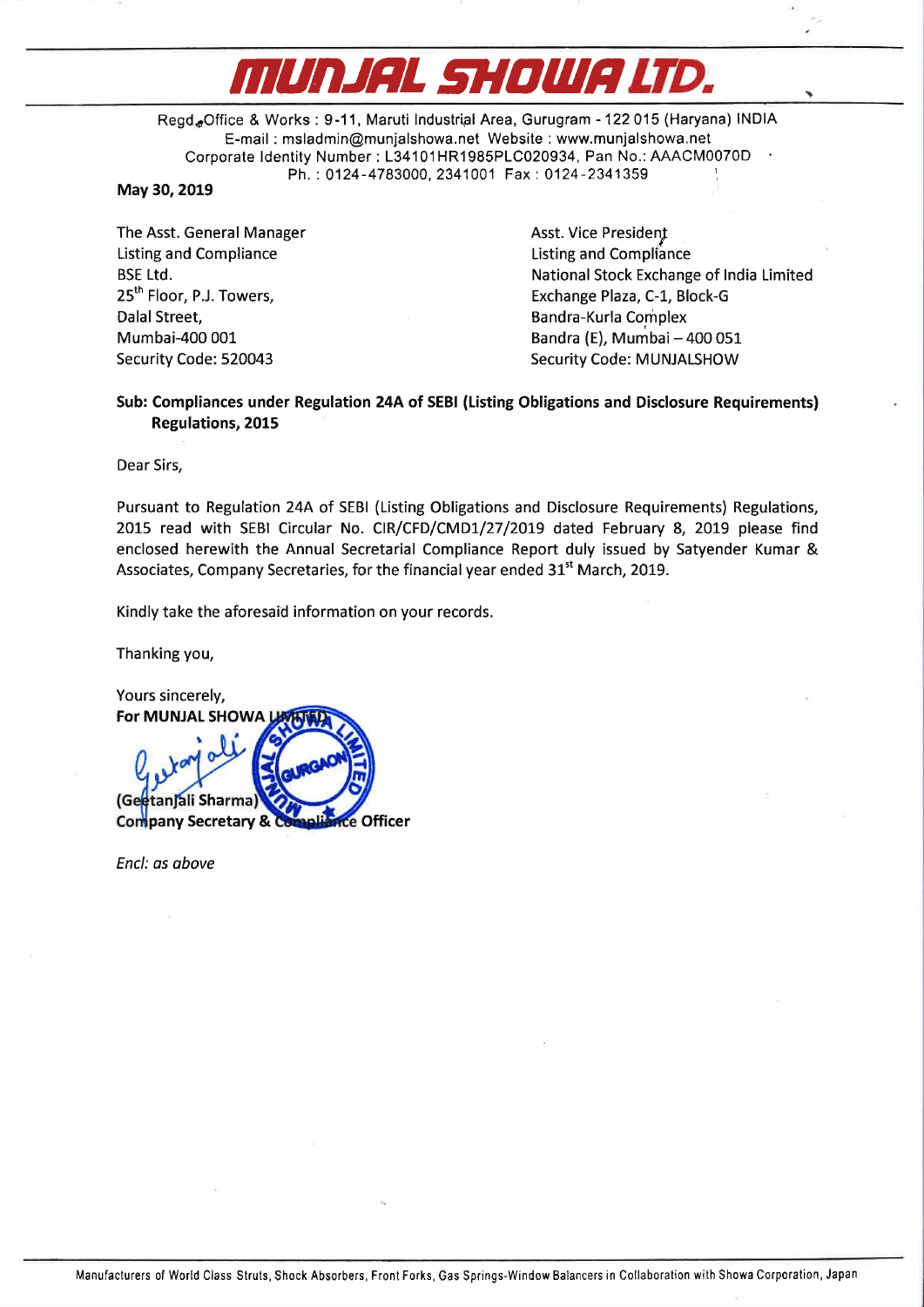# MUNJAL SHOWA LTD.

Regd. Office & Works : 9-11, Maruti Industrial Area, Gurugram - 122 015 (Haryana) INDIA
E-mail : msladmin@munjalshowa.net Website : www.munjalshowa.net
Corporate Identity Number : L34101HR1985PLC020934, Pan No.: AAACM0070D
Ph. : 0124-4783000, 2341001 Fax : 0124-2341359

**May 30, 2019**

The Asst. General Manager
Listing and Compliance
BSE Ltd.
25th Floor, P.J. Towers,
Dalal Street,
Mumbai-400 001
Security Code: 520043

Asst. Vice President
Listing and Compliance
National Stock Exchange of India Limited
Exchange Plaza, C-1, Block-G
Bandra-Kurla Complex
Bandra (E), Mumbai – 400 051
Security Code: MUNJALSHOW

**Sub: Compliances under Regulation 24A of SEBI (Listing Obligations and Disclosure Requirements) Regulations, 2015**

Dear Sirs,

Pursuant to Regulation 24A of SEBI (Listing Obligations and Disclosure Requirements) Regulations, 2015 read with SEBI Circular No. CIR/CFD/CMD1/27/2019 dated February 8, 2019 please find enclosed herewith the Annual Secretarial Compliance Report duly issued by Satyender Kumar & Associates, Company Secretaries, for the financial year ended 31st March, 2019.

Kindly take the aforesaid information on your records.

Thanking you,

Yours sincerely,
**For MUNJAL SHOWA LIMITED**

**(Geetanjali Sharma)**
**Company Secretary & Compliance Officer**

*Encl: as above*

Manufacturers of World Class Struts, Shock Absorbers, Front Forks, Gas Springs-Window Balancers in Collaboration with Showa Corporation, Japan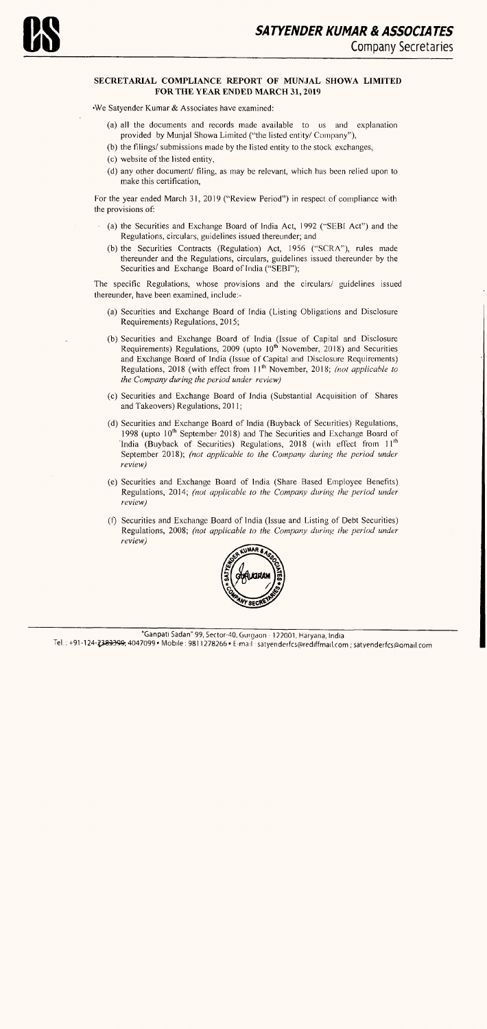## SECRETARIAL COMPLIANCE REPORT OF MUNJAL SHOWA LIMITED FOR THE YEAR ENDED MARCH 31, 2019

We Satyender Kumar & Associates have examined:

(a) all the documents and records made available to us and explanation provided by Munjal Showa Limited ("the listed entity/ Company"),

(b) the filings/ submissions made by the listed entity to the stock exchanges,

(c) website of the listed entity,

(d) any other document/ filing, as may be relevant, which has been relied upon to make this certification,

For the year ended March 31, 2019 ("Review Period") in respect of compliance with the provisions of:

(a) the Securities and Exchange Board of India Act, 1992 ("SEBI Act") and the Regulations, circulars, guidelines issued thereunder; and

(b) the Securities Contracts (Regulation) Act, 1956 ("SCRA"), rules made thereunder and the Regulations, circulars, guidelines issued thereunder by the Securities and Exchange Board of India ("SEBI");

The specific Regulations, whose provisions and the circulars/ guidelines issued thereunder, have been examined, include:-

(a) Securities and Exchange Board of India (Listing Obligations and Disclosure Requirements) Regulations, 2015;

(b) Securities and Exchange Board of India (Issue of Capital and Disclosure Requirements) Regulations, 2009 (upto 10th November, 2018) and Securities and Exchange Board of India (Issue of Capital and Disclosure Requirements) Regulations, 2018 (with effect from 11th November, 2018; *(not applicable to the Company during the period under review)*

(c) Securities and Exchange Board of India (Substantial Acquisition of Shares and Takeovers) Regulations, 2011;

(d) Securities and Exchange Board of India (Buyback of Securities) Regulations, 1998 (upto 10th September 2018) and The Securities and Exchange Board of India (Buyback of Securities) Regulations, 2018 (with effect from 11th September 2018); *(not applicable to the Company during the period under review)*

(e) Securities and Exchange Board of India (Share Based Employee Benefits) Regulations, 2014; *(not applicable to the Company during the period under review)*

(f) Securities and Exchange Board of India (Issue and Listing of Debt Securities) Regulations, 2008; *(not applicable to the Company during the period under review)*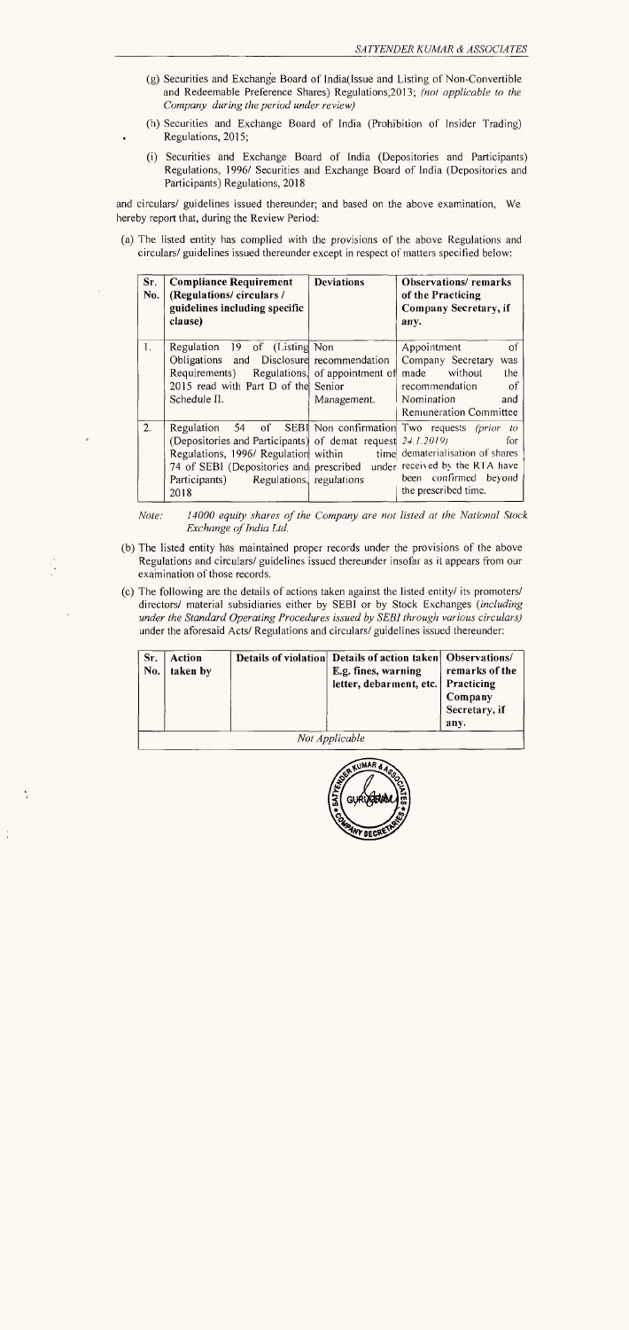(g) Securities and Exchange Board of India(Issue and Listing of Non-Convertible and Redeemable Preference Shares) Regulations,2013; *(not applicable to the Company during the period under review)*

(h) Securities and Exchange Board of India (Prohibition of Insider Trading) Regulations, 2015;

(i) Securities and Exchange Board of India (Depositories and Participants) Regulations, 1996/ Securities and Exchange Board of India (Depositories and Participants) Regulations, 2018

and circulars/ guidelines issued thereunder; and based on the above examination, We hereby report that, during the Review Period:

(a) The listed entity has complied with the provisions of the above Regulations and circulars/ guidelines issued thereunder except in respect of matters specified below:

| Sr. No. | Compliance Requirement (Regulations/ circulars / guidelines including specific clause) | Deviations | Observations/ remarks of the Practicing Company Secretary, if any. |
|---|---|---|---|
| 1. | Regulation 19 of (Listing Obligations and Disclosure Requirements) Regulations, 2015 read with Part D of the Schedule II. | Non recommendation of appointment of Senior Management. | Appointment of Company Secretary was made without the recommendation of Nomination and Remuneration Committee |
| 2. | Regulation 54 of SEBI (Depositories and Participants) Regulations, 1996/ Regulation 74 of SEBI (Depositories and Participants) Regulations, 2018 | Non confirmation of demat request within time prescribed under regulations | Two requests *(prior to 24.1.2019)* for dematerialisation of shares received by the RTA have been confirmed beyond the prescribed time. |

*Note: 14000 equity shares of the Company are not listed at the National Stock Exchange of India Ltd.*

(b) The listed entity has maintained proper records under the provisions of the above Regulations and circulars/ guidelines issued thereunder insofar as it appears from our examination of those records.

(c) The following are the details of actions taken against the listed entity/ its promoters/ directors/ material subsidiaries either by SEBI or by Stock Exchanges *(including under the Standard Operating Procedures issued by SEBI through various circulars)* under the aforesaid Acts/ Regulations and circulars/ guidelines issued thereunder:

| Sr. No. | Action taken by | Details of violation | Details of action taken E.g. fines, warning letter, debarment, etc. | Observations/ remarks of the Practicing Company Secretary, if any. |
|---|---|---|---|---|
| Not Applicable | | | | |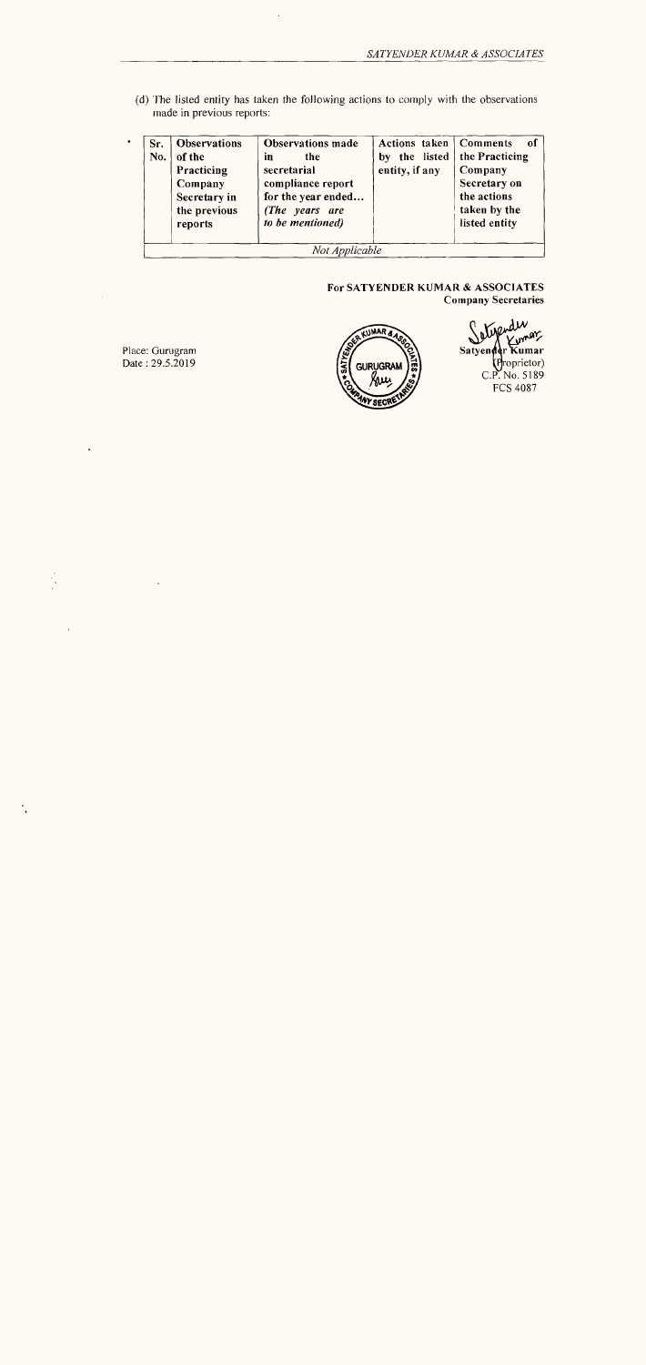(d) The listed entity has taken the following actions to comply with the observations made in previous reports:

| Sr. No. | Observations of the Practicing Company Secretary in the previous reports | Observations made in the secretarial compliance report for the year ended… *(The years are to be mentioned)* | Actions taken by the listed entity, if any | Comments of the Practicing Company Secretary on the actions taken by the listed entity |
|---|---|---|---|---|
| *Not Applicable* | | | | |

**For SATYENDER KUMAR & ASSOCIATES**
**Company Secretaries**

Place: Gurugram
Date : 29.5.2019

**Satyender Kumar**
(Proprietor)
C.P. No. 5189
FCS 4087